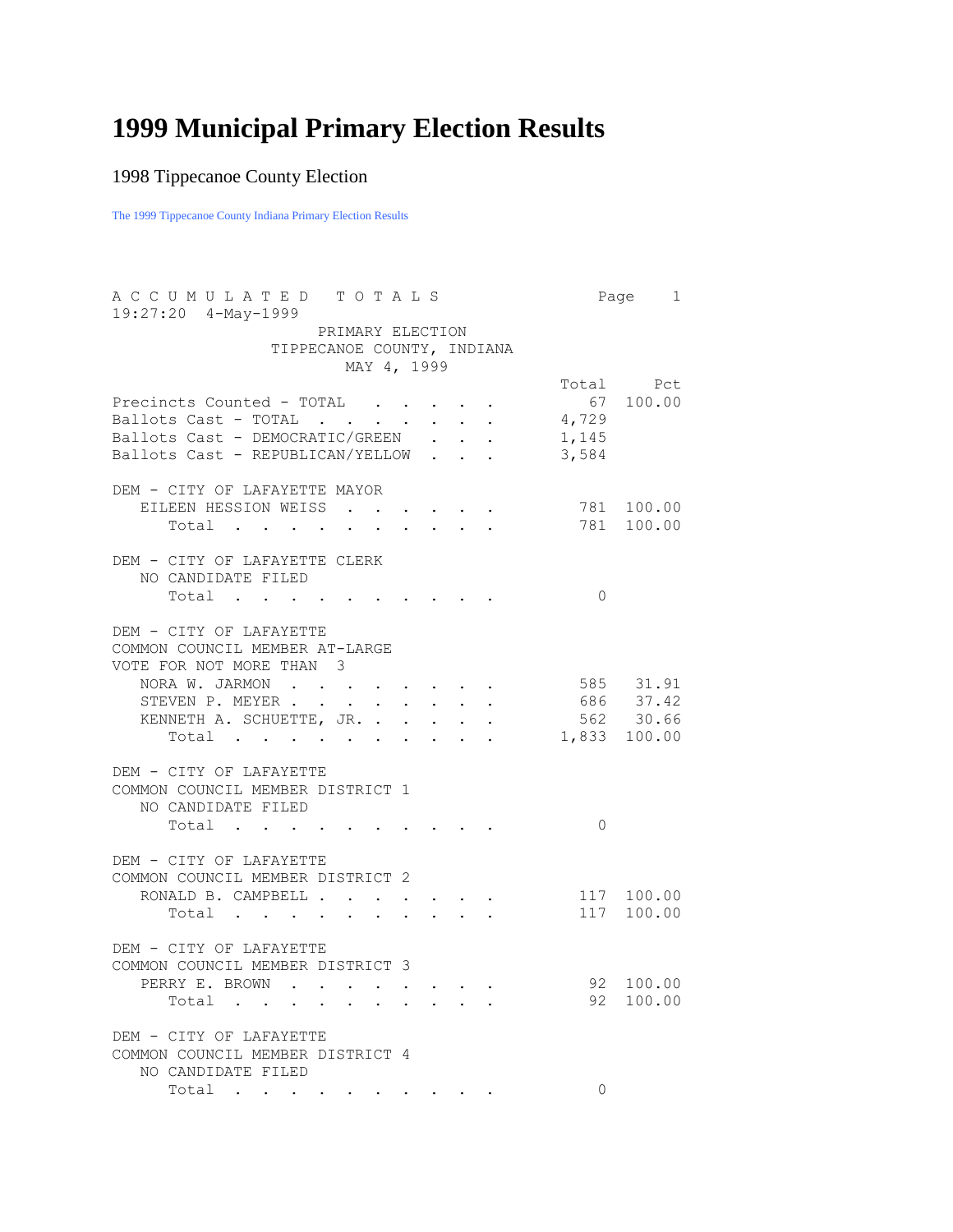# 1999 Municipal Primary Election Results

1998 Tippecanoe County Election

The 1999 Tippecanoe County Indiana Primary Election Results

```
A C C U M U L A T E D   T O T A L S                     Page    1
19:27:20  4-May-1999
                                PRIMARY ELECTION
                         TIPPECANOE COUNTY, INDIANA
                                    MAY 4, 1999
                                                        Total     Pct
Precincts Counted - TOTAL  . . . . . .                     67  100.00
Ballots Cast - TOTAL . . . . . . . . .                  4,729
Ballots Cast - DEMOCRATIC/GREEN  . . .                  1,145
Ballots Cast - REPUBLICAN/YELLOW . . .                  3,584

DEM - CITY OF LAFAYETTE MAYOR
    EILEEN HESSION WEISS  . . . . . . .                   781  100.00
        Total  . . . . . . . . . . . .                    781  100.00

DEM - CITY OF LAFAYETTE CLERK
    NO CANDIDATE FILED
        Total  . . . . . . . . . . . .                      0

DEM - CITY OF LAFAYETTE
COMMON COUNCIL MEMBER AT-LARGE
VOTE FOR NOT MORE THAN  3
    NORA W. JARMON  . . . . . . . . . .                   585   31.91
    STEVEN P. MEYER . . . . . . . . . .                   686   37.42
    KENNETH A. SCHUETTE, JR. . . . . . .                  562   30.66
        Total  . . . . . . . . . . . .                  1,833  100.00

DEM - CITY OF LAFAYETTE
COMMON COUNCIL MEMBER DISTRICT 1
    NO CANDIDATE FILED
        Total  . . . . . . . . . . . .                      0

DEM - CITY OF LAFAYETTE
COMMON COUNCIL MEMBER DISTRICT 2
    RONALD B. CAMPBELL . . . . . . . . .                  117  100.00
        Total  . . . . . . . . . . . .                    117  100.00

DEM - CITY OF LAFAYETTE
COMMON COUNCIL MEMBER DISTRICT 3
    PERRY E. BROWN  . . . . . . . . . .                    92  100.00
        Total  . . . . . . . . . . . .                     92  100.00

DEM - CITY OF LAFAYETTE
COMMON COUNCIL MEMBER DISTRICT 4
    NO CANDIDATE FILED
        Total  . . . . . . . . . . . .                      0
```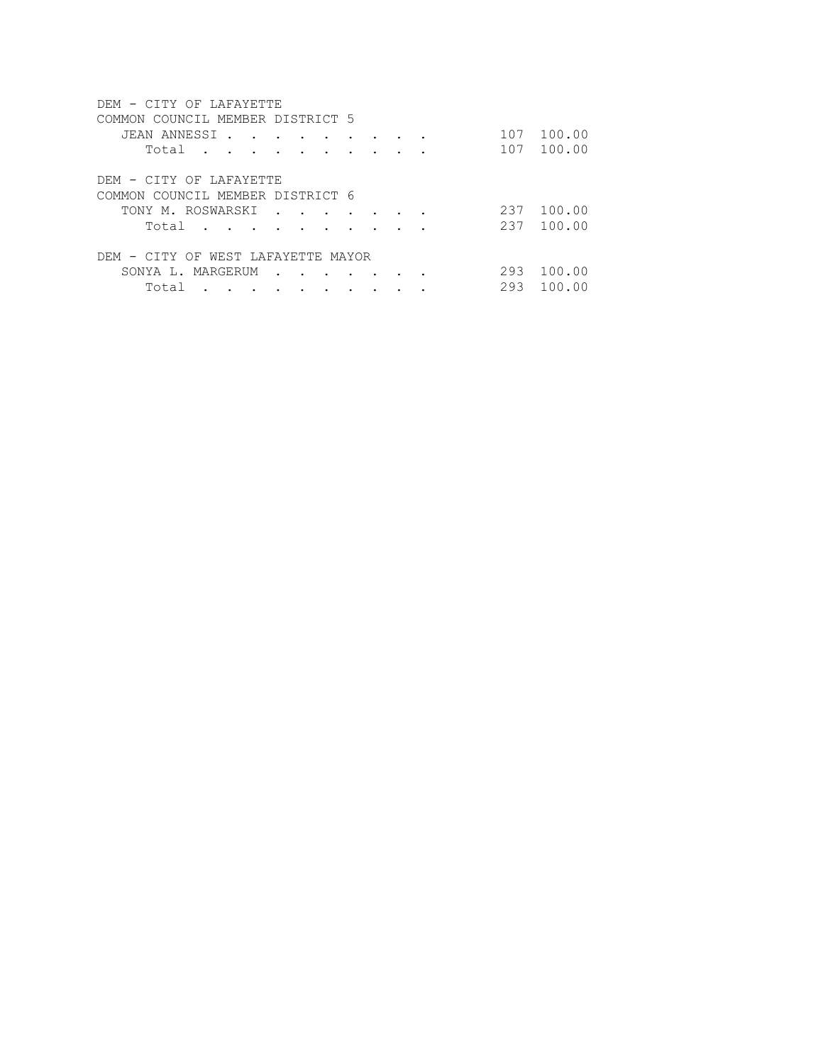DEM - CITY OF LAFAYETTE
COMMON COUNCIL MEMBER DISTRICT 5

| Candidate | Votes | Percent |
|---|---|---|
| JEAN ANNESSI | 107 | 100.00 |
| Total | 107 | 100.00 |

DEM - CITY OF LAFAYETTE
COMMON COUNCIL MEMBER DISTRICT 6

| Candidate | Votes | Percent |
|---|---|---|
| TONY M. ROSWARSKI | 237 | 100.00 |
| Total | 237 | 100.00 |

DEM - CITY OF WEST LAFAYETTE MAYOR

| Candidate | Votes | Percent |
|---|---|---|
| SONYA L. MARGERUM | 293 | 100.00 |
| Total | 293 | 100.00 |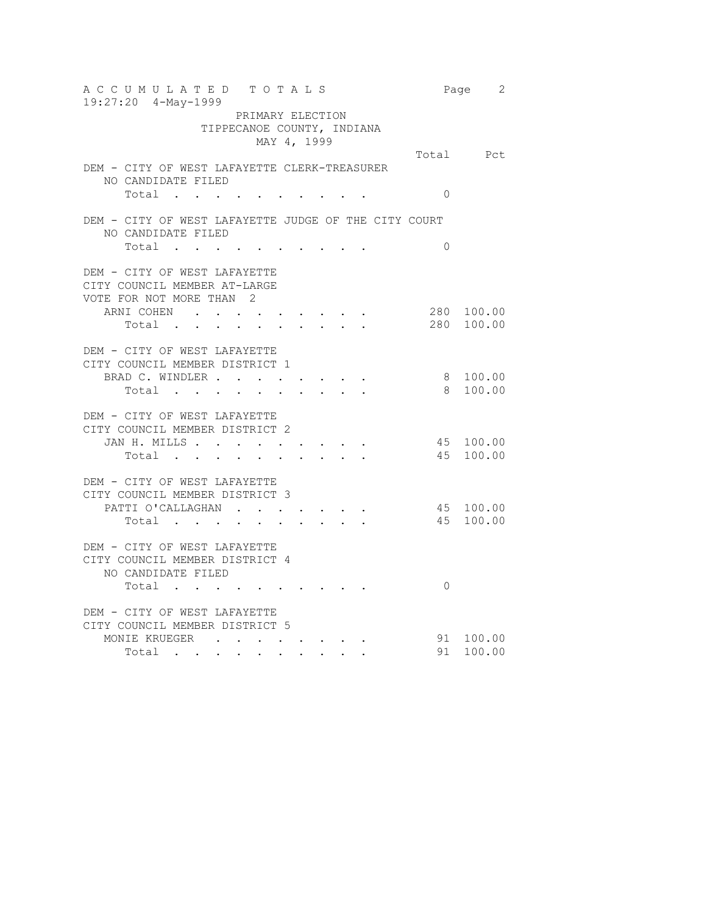ACCUMULATED TOTALS

19:27:20 4-May-1999

PRIMARY ELECTION
TIPPECANOE COUNTY, INDIANA
MAY 4, 1999

| | Total | Pct |
|---|---|---|
| **DEM - CITY OF WEST LAFAYETTE CLERK-TREASURER** | | |
| NO CANDIDATE FILED | | |
| Total | 0 | |
| **DEM - CITY OF WEST LAFAYETTE JUDGE OF THE CITY COURT** | | |
| NO CANDIDATE FILED | | |
| Total | 0 | |
| **DEM - CITY OF WEST LAFAYETTE CITY COUNCIL MEMBER AT-LARGE VOTE FOR NOT MORE THAN 2** | | |
| ARNI COHEN | 280 | 100.00 |
| Total | 280 | 100.00 |
| **DEM - CITY OF WEST LAFAYETTE CITY COUNCIL MEMBER DISTRICT 1** | | |
| BRAD C. WINDLER | 8 | 100.00 |
| Total | 8 | 100.00 |
| **DEM - CITY OF WEST LAFAYETTE CITY COUNCIL MEMBER DISTRICT 2** | | |
| JAN H. MILLS | 45 | 100.00 |
| Total | 45 | 100.00 |
| **DEM - CITY OF WEST LAFAYETTE CITY COUNCIL MEMBER DISTRICT 3** | | |
| PATTI O'CALLAGHAN | 45 | 100.00 |
| Total | 45 | 100.00 |
| **DEM - CITY OF WEST LAFAYETTE CITY COUNCIL MEMBER DISTRICT 4** | | |
| NO CANDIDATE FILED | | |
| Total | 0 | |
| **DEM - CITY OF WEST LAFAYETTE CITY COUNCIL MEMBER DISTRICT 5** | | |
| MONIE KRUEGER | 91 | 100.00 |
| Total | 91 | 100.00 |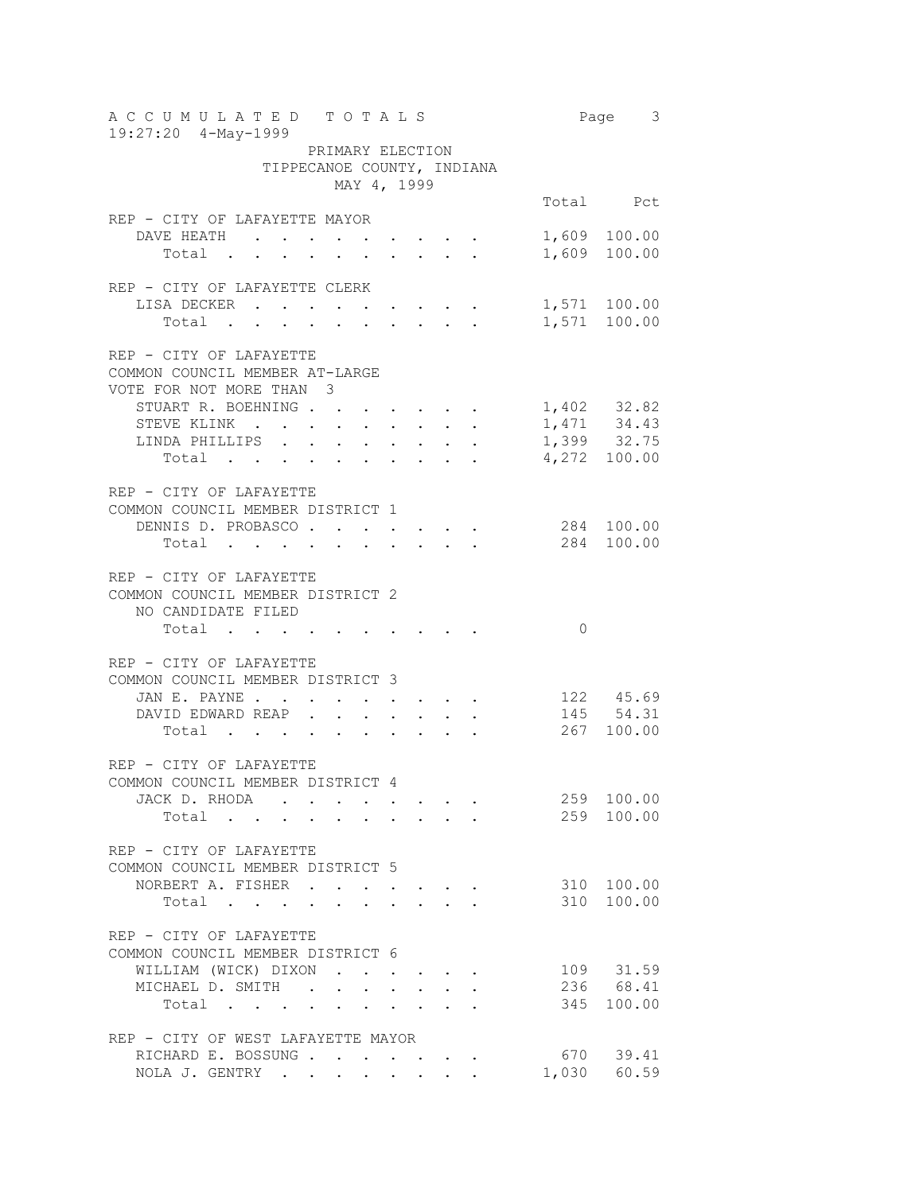ACCUMULATED TOTALS

19:27:20 4-May-1999

PRIMARY ELECTION
TIPPECANOE COUNTY, INDIANA
MAY 4, 1999

| | Total | Pct |
|---|---|---|
| **REP - CITY OF LAFAYETTE MAYOR** | | |
| DAVE HEATH | 1,609 | 100.00 |
| Total | 1,609 | 100.00 |
| **REP - CITY OF LAFAYETTE CLERK** | | |
| LISA DECKER | 1,571 | 100.00 |
| Total | 1,571 | 100.00 |
| **REP - CITY OF LAFAYETTE COMMON COUNCIL MEMBER AT-LARGE VOTE FOR NOT MORE THAN 3** | | |
| STUART R. BOEHNING | 1,402 | 32.82 |
| STEVE KLINK | 1,471 | 34.43 |
| LINDA PHILLIPS | 1,399 | 32.75 |
| Total | 4,272 | 100.00 |
| **REP - CITY OF LAFAYETTE COMMON COUNCIL MEMBER DISTRICT 1** | | |
| DENNIS D. PROBASCO | 284 | 100.00 |
| Total | 284 | 100.00 |
| **REP - CITY OF LAFAYETTE COMMON COUNCIL MEMBER DISTRICT 2** | | |
| NO CANDIDATE FILED | | |
| Total | 0 | |
| **REP - CITY OF LAFAYETTE COMMON COUNCIL MEMBER DISTRICT 3** | | |
| JAN E. PAYNE | 122 | 45.69 |
| DAVID EDWARD REAP | 145 | 54.31 |
| Total | 267 | 100.00 |
| **REP - CITY OF LAFAYETTE COMMON COUNCIL MEMBER DISTRICT 4** | | |
| JACK D. RHODA | 259 | 100.00 |
| Total | 259 | 100.00 |
| **REP - CITY OF LAFAYETTE COMMON COUNCIL MEMBER DISTRICT 5** | | |
| NORBERT A. FISHER | 310 | 100.00 |
| Total | 310 | 100.00 |
| **REP - CITY OF LAFAYETTE COMMON COUNCIL MEMBER DISTRICT 6** | | |
| WILLIAM (WICK) DIXON | 109 | 31.59 |
| MICHAEL D. SMITH | 236 | 68.41 |
| Total | 345 | 100.00 |
| **REP - CITY OF WEST LAFAYETTE MAYOR** | | |
| RICHARD E. BOSSUNG | 670 | 39.41 |
| NOLA J. GENTRY | 1,030 | 60.59 |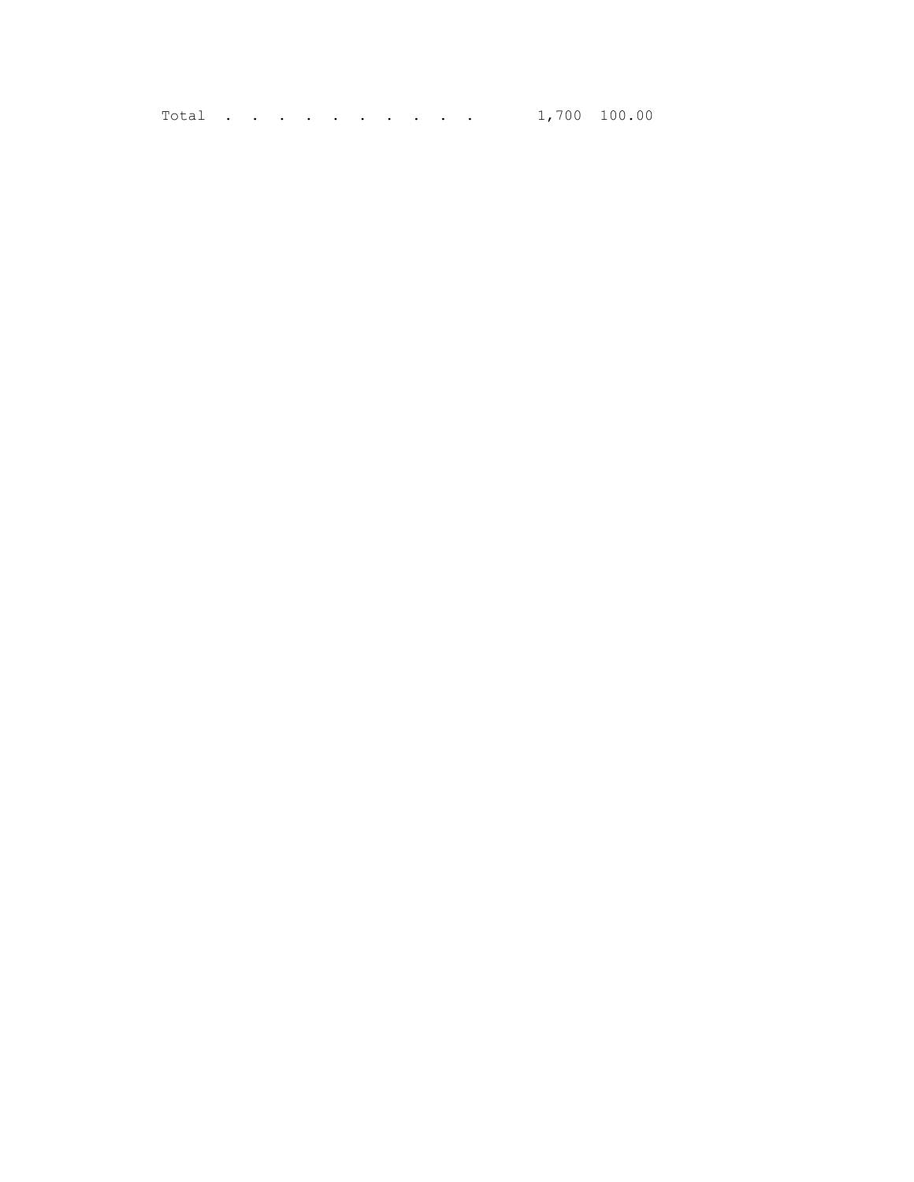| | | |
|---|---|---|
| Total . . . . . . . . . . | 1,700 | 100.00 |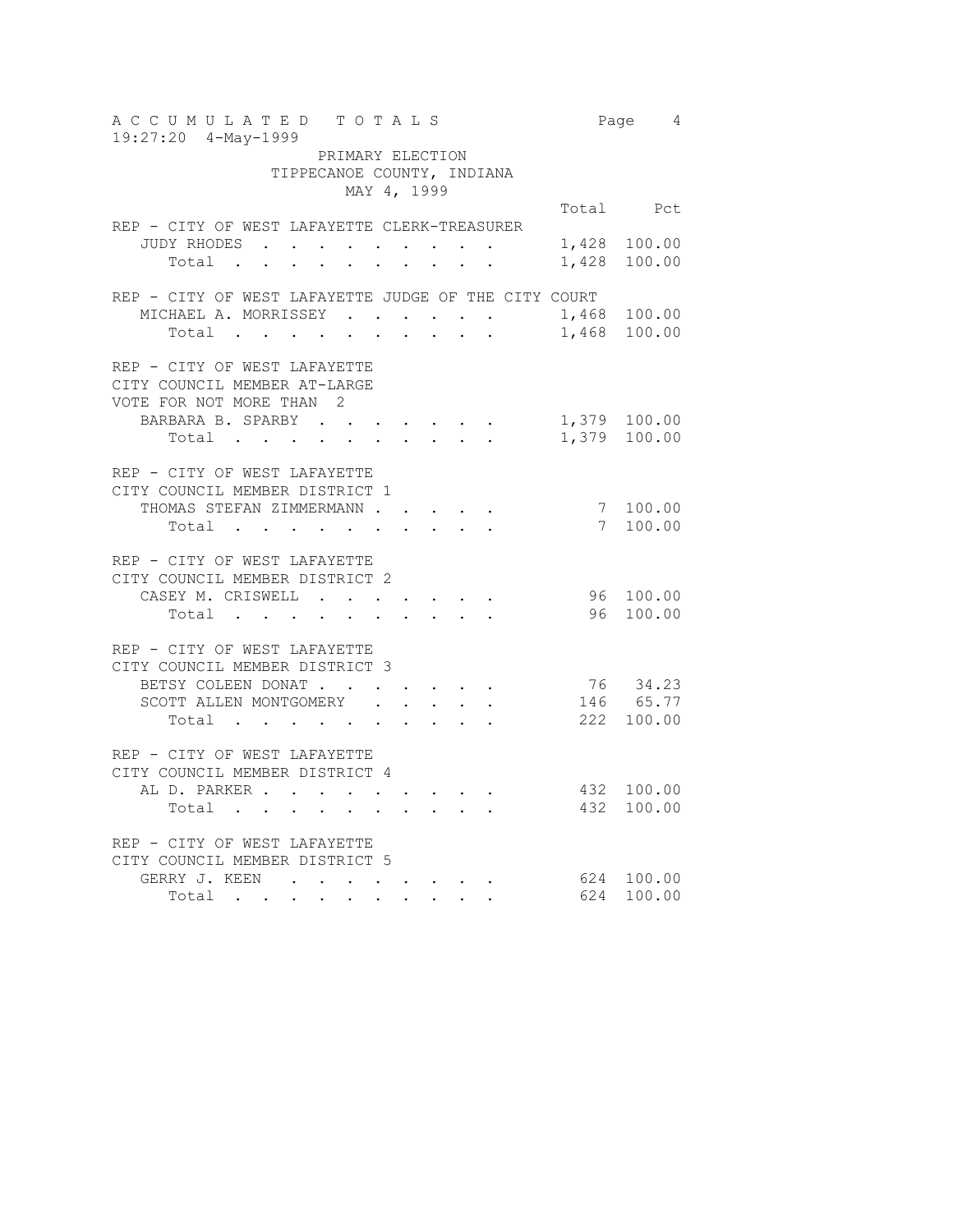A C C U M U L A T E D   T O T A L S

19:27:20 4-May-1999

PRIMARY ELECTION

TIPPECANOE COUNTY, INDIANA

MAY 4, 1999

| | Total | Pct |
|---|---|---|
| **REP - CITY OF WEST LAFAYETTE CLERK-TREASURER** | | |
| JUDY RHODES | 1,428 | 100.00 |
| Total | 1,428 | 100.00 |
| **REP - CITY OF WEST LAFAYETTE JUDGE OF THE CITY COURT** | | |
| MICHAEL A. MORRISSEY | 1,468 | 100.00 |
| Total | 1,468 | 100.00 |
| **REP - CITY OF WEST LAFAYETTE CITY COUNCIL MEMBER AT-LARGE VOTE FOR NOT MORE THAN 2** | | |
| BARBARA B. SPARBY | 1,379 | 100.00 |
| Total | 1,379 | 100.00 |
| **REP - CITY OF WEST LAFAYETTE CITY COUNCIL MEMBER DISTRICT 1** | | |
| THOMAS STEFAN ZIMMERMANN | 7 | 100.00 |
| Total | 7 | 100.00 |
| **REP - CITY OF WEST LAFAYETTE CITY COUNCIL MEMBER DISTRICT 2** | | |
| CASEY M. CRISWELL | 96 | 100.00 |
| Total | 96 | 100.00 |
| **REP - CITY OF WEST LAFAYETTE CITY COUNCIL MEMBER DISTRICT 3** | | |
| BETSY COLEEN DONAT | 76 | 34.23 |
| SCOTT ALLEN MONTGOMERY | 146 | 65.77 |
| Total | 222 | 100.00 |
| **REP - CITY OF WEST LAFAYETTE CITY COUNCIL MEMBER DISTRICT 4** | | |
| AL D. PARKER | 432 | 100.00 |
| Total | 432 | 100.00 |
| **REP - CITY OF WEST LAFAYETTE CITY COUNCIL MEMBER DISTRICT 5** | | |
| GERRY J. KEEN | 624 | 100.00 |
| Total | 624 | 100.00 |